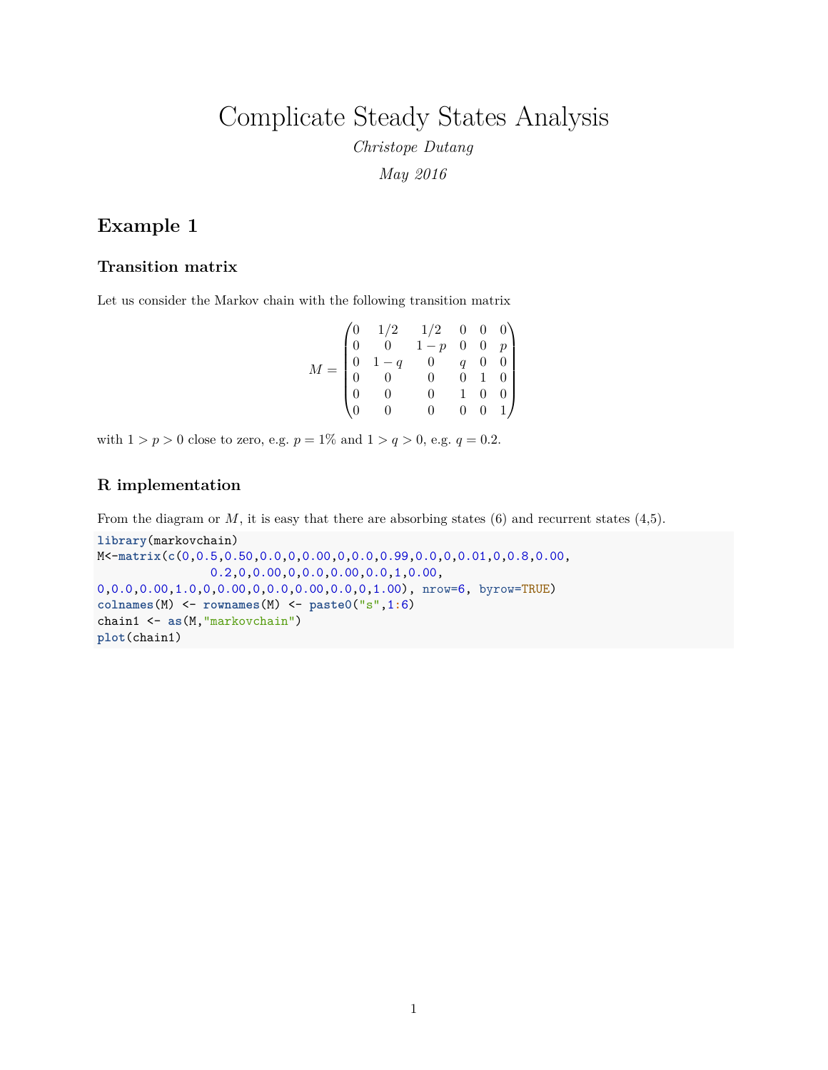# Complicate Steady States Analysis

*Christope Dutang*

*May 2016*

## Example 1

### Transition matrix

Let us consider the Markov chain with the following transition matrix

$$M = \begin{pmatrix} 0 & 1/2 & 1/2 & 0 & 0 & 0 \\ 0 & 0 & 1-p & 0 & 0 & p \\ 0 & 1-q & 0 & q & 0 & 0 \\ 0 & 0 & 0 & 0 & 1 & 0 \\ 0 & 0 & 0 & 1 & 0 & 0 \\ 0 & 0 & 0 & 0 & 0 & 1 \end{pmatrix}$$

with $1 > p > 0$ close to zero, e.g. $p = 1\%$ and $1 > q > 0$, e.g. $q = 0.2$.

### R implementation

From the diagram or $M$, it is easy that there are absorbing states (6) and recurrent states (4,5).

```
library(markovchain)
M<-matrix(c(0,0.5,0.50,0.0,0,0.00,0,0.0,0.99,0.0,0,0.01,0,0.8,0.00,
                0.2,0,0.00,0,0.0,0.00,0.0,1,0.00,
0,0.0,0.00,1.0,0,0.00,0,0.0,0.00,0.0,0,1.00), nrow=6, byrow=TRUE)
colnames(M) <- rownames(M) <- paste0("s",1:6)
chain1 <- as(M,"markovchain")
plot(chain1)
```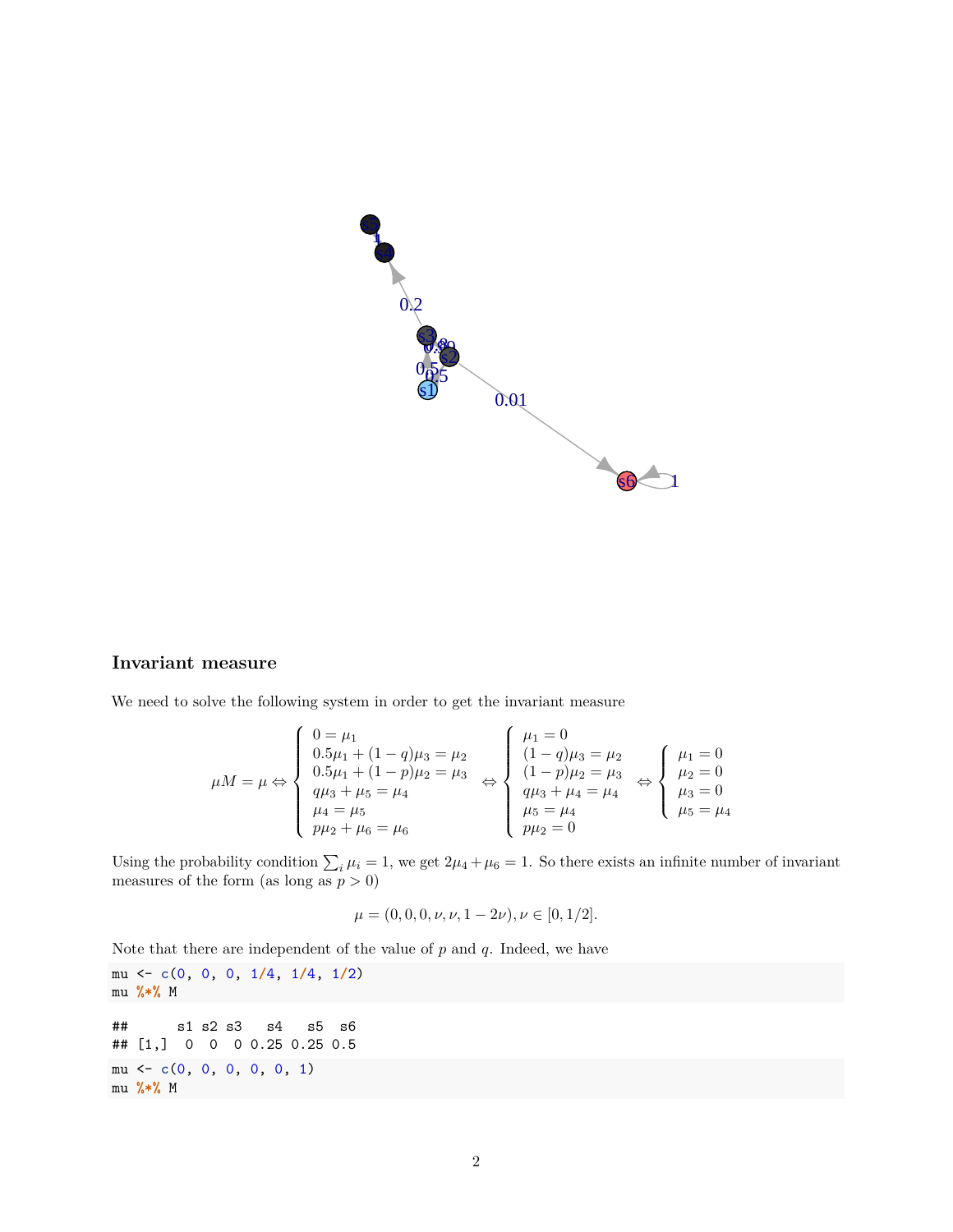### Invariant measure

We need to solve the following system in order to get the invariant measure

$$
\mu M = \mu \Leftrightarrow \begin{cases} 0 = \mu_1 \\ 0.5\mu_1 + (1-q)\mu_3 = \mu_2 \\ 0.5\mu_1 + (1-p)\mu_2 = \mu_3 \\ q\mu_3 + \mu_5 = \mu_4 \\ \mu_4 = \mu_5 \\ p\mu_2 + \mu_6 = \mu_6 \end{cases} \Leftrightarrow \begin{cases} \mu_1 = 0 \\ (1-q)\mu_3 = \mu_2 \\ (1-p)\mu_2 = \mu_3 \\ q\mu_3 + \mu_4 = \mu_4 \\ \mu_5 = \mu_4 \\ p\mu_2 = 0 \end{cases} \Leftrightarrow \begin{cases} \mu_1 = 0 \\ \mu_2 = 0 \\ \mu_3 = 0 \\ \mu_5 = \mu_4 \end{cases}
$$

Using the probability condition $\sum_i \mu_i = 1$, we get $2\mu_4 + \mu_6 = 1$. So there exists an infinite number of invariant measures of the form (as long as $p > 0$)

$$
\mu = (0, 0, 0, \nu, \nu, 1 - 2\nu), \nu \in [0, 1/2].
$$

Note that there are independent of the value of $p$ and $q$. Indeed, we have

```
mu <- c(0, 0, 0, 1/4, 1/4, 1/2)
mu %*% M
```

```
##      s1 s2 s3   s4   s5  s6
## [1,]  0  0  0 0.25 0.25 0.5
```

```
mu <- c(0, 0, 0, 0, 0, 1)
mu %*% M
```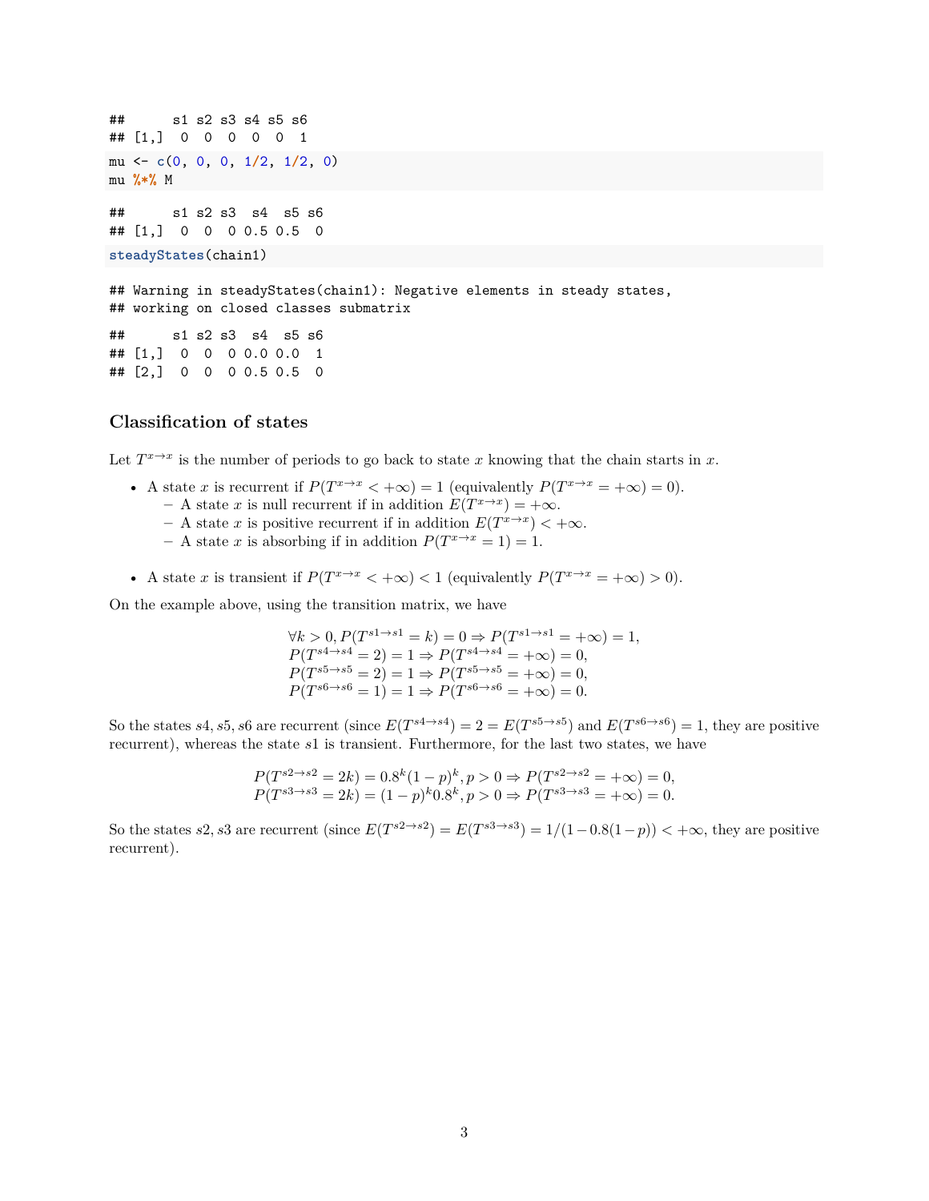```
##      s1 s2 s3 s4 s5 s6
## [1,]  0  0  0  0  0  1
```

```
mu <- c(0, 0, 0, 1/2, 1/2, 0)
mu %*% M
```

```
##      s1 s2 s3  s4  s5 s6
## [1,]  0  0  0 0.5 0.5  0
```

```
steadyStates(chain1)
```

```
## Warning in steadyStates(chain1): Negative elements in steady states,
## working on closed classes submatrix
```

```
##      s1 s2 s3  s4  s5 s6
## [1,]  0  0  0 0.0 0.0  1
## [2,]  0  0  0 0.5 0.5  0
```

### Classification of states

Let $T^{x \to x}$ is the number of periods to go back to state $x$ knowing that the chain starts in $x$.

- A state $x$ is recurrent if $P(T^{x \to x} < +\infty) = 1$ (equivalently $P(T^{x \to x} = +\infty) = 0$).
  - A state $x$ is null recurrent if in addition $E(T^{x \to x}) = +\infty$.
  - A state $x$ is positive recurrent if in addition $E(T^{x \to x}) < +\infty$.
  - A state $x$ is absorbing if in addition $P(T^{x \to x} = 1) = 1$.
- A state $x$ is transient if $P(T^{x \to x} < +\infty) < 1$ (equivalently $P(T^{x \to x} = +\infty) > 0$).

On the example above, using the transition matrix, we have

$$
\begin{array}{l}
\forall k > 0, P(T^{s1 \to s1} = k) = 0 \Rightarrow P(T^{s1 \to s1} = +\infty) = 1, \\
P(T^{s4 \to s4} = 2) = 1 \Rightarrow P(T^{s4 \to s4} = +\infty) = 0, \\
P(T^{s5 \to s5} = 2) = 1 \Rightarrow P(T^{s5 \to s5} = +\infty) = 0, \\
P(T^{s6 \to s6} = 1) = 1 \Rightarrow P(T^{s6 \to s6} = +\infty) = 0.
\end{array}
$$

So the states $s4, s5, s6$ are recurrent (since $E(T^{s4 \to s4}) = 2 = E(T^{s5 \to s5})$ and $E(T^{s6 \to s6}) = 1$, they are positive recurrent), whereas the state $s1$ is transient. Furthermore, for the last two states, we have

$$
\begin{array}{l}
P(T^{s2 \to s2} = 2k) = 0.8^k (1-p)^k, p > 0 \Rightarrow P(T^{s2 \to s2} = +\infty) = 0, \\
P(T^{s3 \to s3} = 2k) = (1-p)^k 0.8^k, p > 0 \Rightarrow P(T^{s3 \to s3} = +\infty) = 0.
\end{array}
$$

So the states $s2, s3$ are recurrent (since $E(T^{s2 \to s2}) = E(T^{s3 \to s3}) = 1/(1 - 0.8(1-p)) < +\infty$, they are positive recurrent).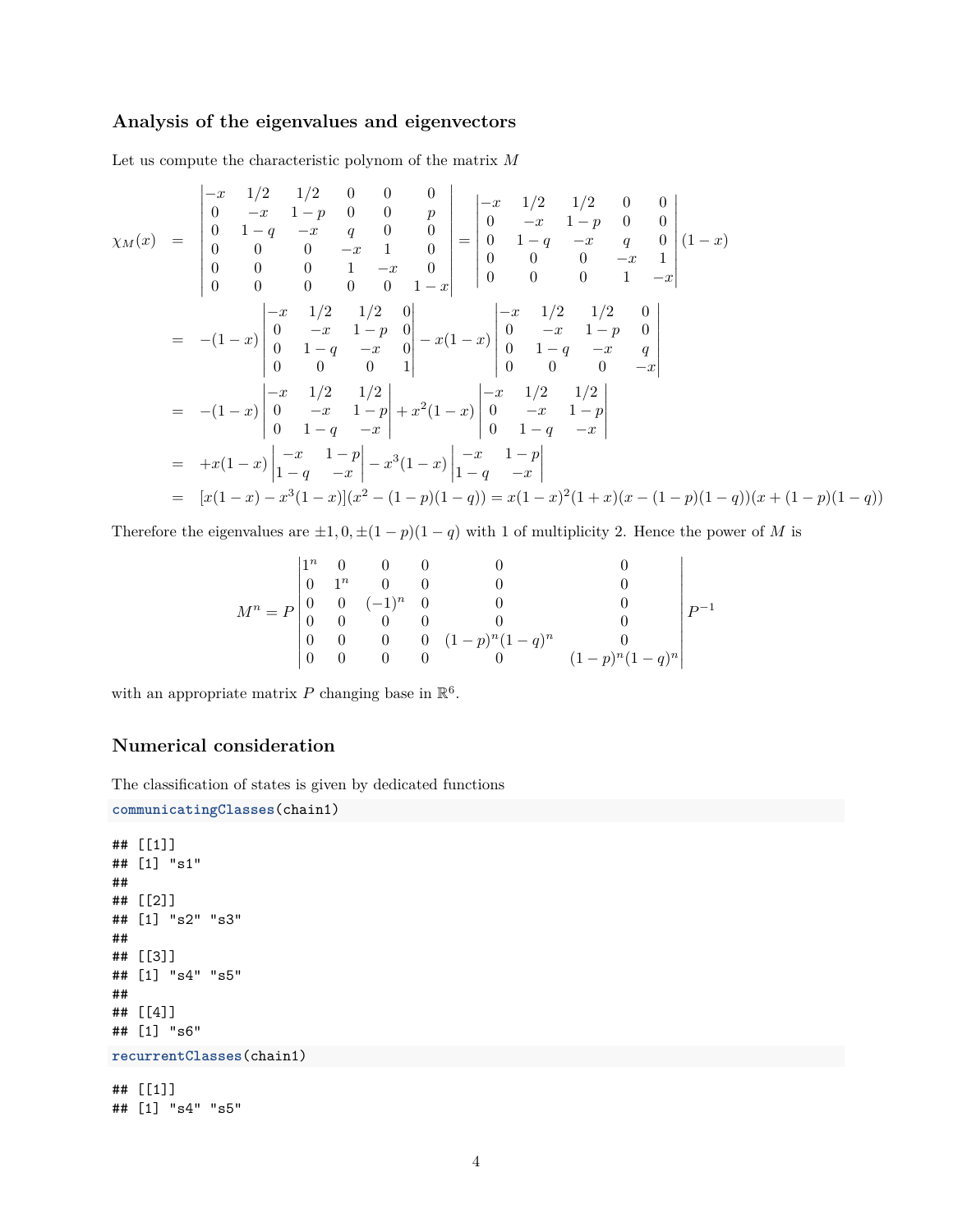### Analysis of the eigenvalues and eigenvectors

Let us compute the characteristic polynom of the matrix $M$

$$
\begin{aligned}
\chi_M(x) &= \begin{vmatrix} -x & 1/2 & 1/2 & 0 & 0 & 0 \\ 0 & -x & 1-p & 0 & 0 & p \\ 0 & 1-q & -x & q & 0 & 0 \\ 0 & 0 & 0 & -x & 1 & 0 \\ 0 & 0 & 0 & 1 & -x & 0 \\ 0 & 0 & 0 & 0 & 0 & 1-x \end{vmatrix} = \begin{vmatrix} -x & 1/2 & 1/2 & 0 & 0 \\ 0 & -x & 1-p & 0 & 0 \\ 0 & 1-q & -x & q & 0 \\ 0 & 0 & 0 & -x & 1 \\ 0 & 0 & 0 & 1 & -x \end{vmatrix} (1-x) \\
&= -(1-x)\begin{vmatrix} -x & 1/2 & 1/2 & 0 \\ 0 & -x & 1-p & 0 \\ 0 & 1-q & -x & 0 \\ 0 & 0 & 0 & 1 \end{vmatrix} - x(1-x)\begin{vmatrix} -x & 1/2 & 1/2 & 0 \\ 0 & -x & 1-p & 0 \\ 0 & 1-q & -x & q \\ 0 & 0 & 0 & -x \end{vmatrix} \\
&= -(1-x)\begin{vmatrix} -x & 1/2 & 1/2 \\ 0 & -x & 1-p \\ 0 & 1-q & -x \end{vmatrix} + x^2(1-x)\begin{vmatrix} -x & 1/2 & 1/2 \\ 0 & -x & 1-p \\ 0 & 1-q & -x \end{vmatrix} \\
&= +x(1-x)\begin{vmatrix} -x & 1-p \\ 1-q & -x \end{vmatrix} - x^3(1-x)\begin{vmatrix} -x & 1-p \\ 1-q & -x \end{vmatrix} \\
&= [x(1-x) - x^3(1-x)](x^2-(1-p)(1-q)) = x(1-x)^2(1+x)(x-(1-p)(1-q))(x+(1-p)(1-q))
\end{aligned}
$$

Therefore the eigenvalues are $\pm 1, 0, \pm(1-p)(1-q)$ with 1 of multiplicity 2. Hence the power of $M$ is

$$
M^n = P \begin{vmatrix} 1^n & 0 & 0 & 0 & 0 & 0 \\ 0 & 1^n & 0 & 0 & 0 & 0 \\ 0 & 0 & (-1)^n & 0 & 0 & 0 \\ 0 & 0 & 0 & 0 & 0 & 0 \\ 0 & 0 & 0 & 0 & (1-p)^n(1-q)^n & 0 \\ 0 & 0 & 0 & 0 & 0 & (1-p)^n(1-q)^n \end{vmatrix} P^{-1}
$$

with an appropriate matrix $P$ changing base in $\mathbb{R}^6$.

### Numerical consideration

The classification of states is given by dedicated functions

```
communicatingClasses(chain1)
```

```
## [[1]]
## [1] "s1"
##
## [[2]]
## [1] "s2" "s3"
##
## [[3]]
## [1] "s4" "s5"
##
## [[4]]
## [1] "s6"
```

```
recurrentClasses(chain1)
```

```
## [[1]]
## [1] "s4" "s5"
```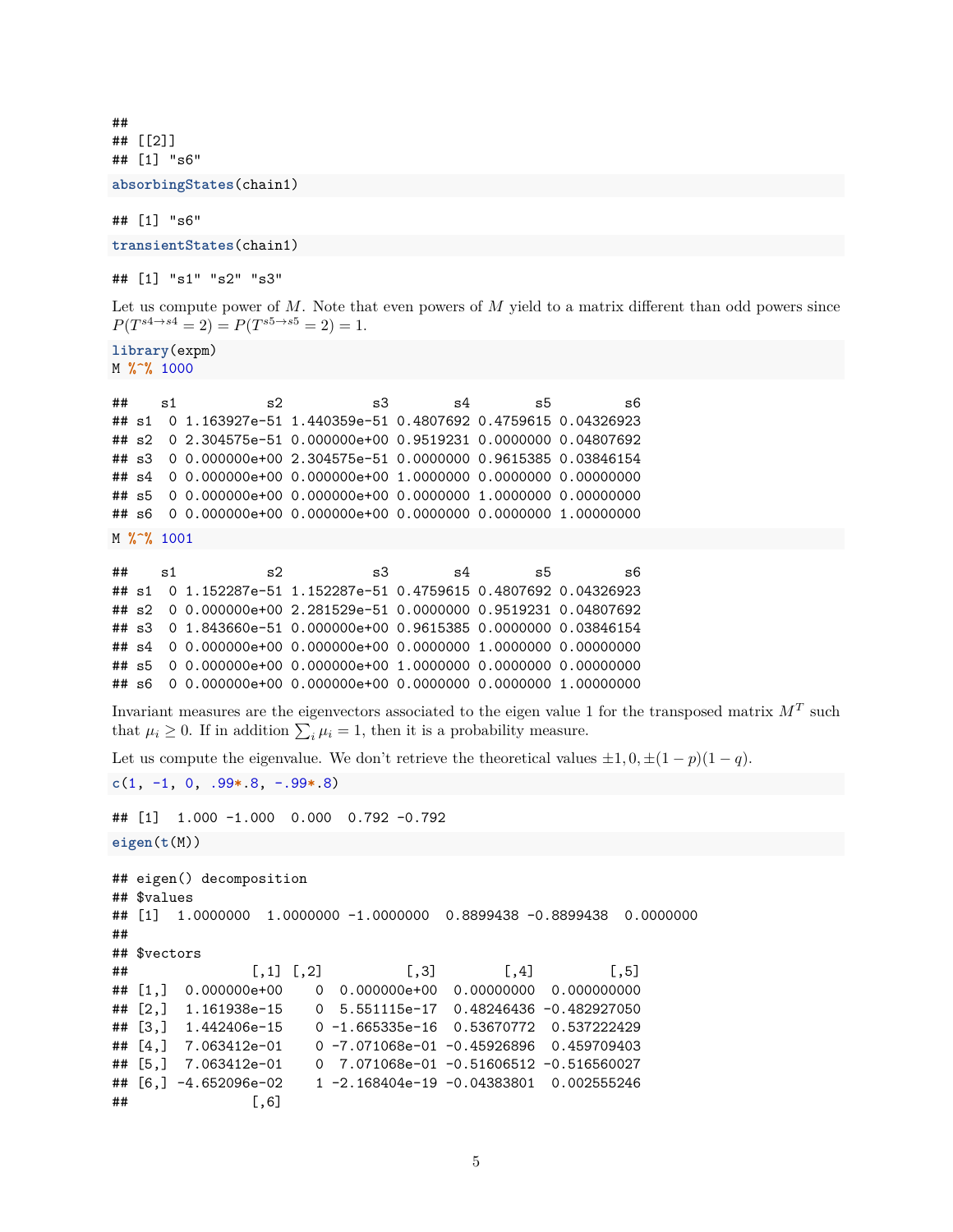```
##
## [[2]]
## [1] "s6"
```

```
absorbingStates(chain1)
```

```
## [1] "s6"
```

```
transientStates(chain1)
```

```
## [1] "s1" "s2" "s3"
```

Let us compute power of $M$. Note that even powers of $M$ yield to a matrix different than odd powers since $P(T^{s4 \to s4} = 2) = P(T^{s5 \to s5} = 2) = 1$.

```
library(expm)
M %^% 1000
```

```
##    s1           s2           s3        s4        s5         s6
## s1  0 1.163927e-51 1.440359e-51 0.4807692 0.4759615 0.04326923
## s2  0 2.304575e-51 0.000000e+00 0.9519231 0.0000000 0.04807692
## s3  0 0.000000e+00 2.304575e-51 0.0000000 0.9615385 0.03846154
## s4  0 0.000000e+00 0.000000e+00 1.0000000 0.0000000 0.00000000
## s5  0 0.000000e+00 0.000000e+00 0.0000000 1.0000000 0.00000000
## s6  0 0.000000e+00 0.000000e+00 0.0000000 0.0000000 1.00000000
```

```
M %^% 1001
```

```
##    s1           s2           s3        s4        s5         s6
## s1  0 1.152287e-51 1.152287e-51 0.4759615 0.4807692 0.04326923
## s2  0 0.000000e+00 2.281529e-51 0.0000000 0.9519231 0.04807692
## s3  0 1.843660e-51 0.000000e+00 0.9615385 0.0000000 0.03846154
## s4  0 0.000000e+00 0.000000e+00 0.0000000 1.0000000 0.00000000
## s5  0 0.000000e+00 0.000000e+00 1.0000000 0.0000000 0.00000000
## s6  0 0.000000e+00 0.000000e+00 0.0000000 0.0000000 1.00000000
```

Invariant measures are the eigenvectors associated to the eigen value 1 for the transposed matrix $M^T$ such that $\mu_i \geq 0$. If in addition $\sum_i \mu_i = 1$, then it is a probability measure.

Let us compute the eigenvalue. We don't retrieve the theoretical values $\pm 1, 0, \pm(1-p)(1-q)$.

```
c(1, -1, 0, .99*.8, -.99*.8)
```

```
## [1]  1.000 -1.000  0.000  0.792 -0.792
```

```
eigen(t(M))
```

```
## eigen() decomposition
## $values
## [1]  1.0000000  1.0000000 -1.0000000  0.8899438 -0.8899438  0.0000000
##
## $vectors
##               [,1] [,2]          [,3]        [,4]         [,5]
## [1,]  0.000000e+00    0  0.000000e+00  0.00000000  0.000000000
## [2,]  1.161938e-15    0  5.551115e-17  0.48246436 -0.482927050
## [3,]  1.442406e-15    0 -1.665335e-16  0.53670772  0.537222429
## [4,]  7.063412e-01    0 -7.071068e-01 -0.45926896  0.459709403
## [5,]  7.063412e-01    0  7.071068e-01 -0.51606512 -0.516560027
## [6,] -4.652096e-02    1 -2.168404e-19 -0.04383801  0.002555246
##               [,6]
```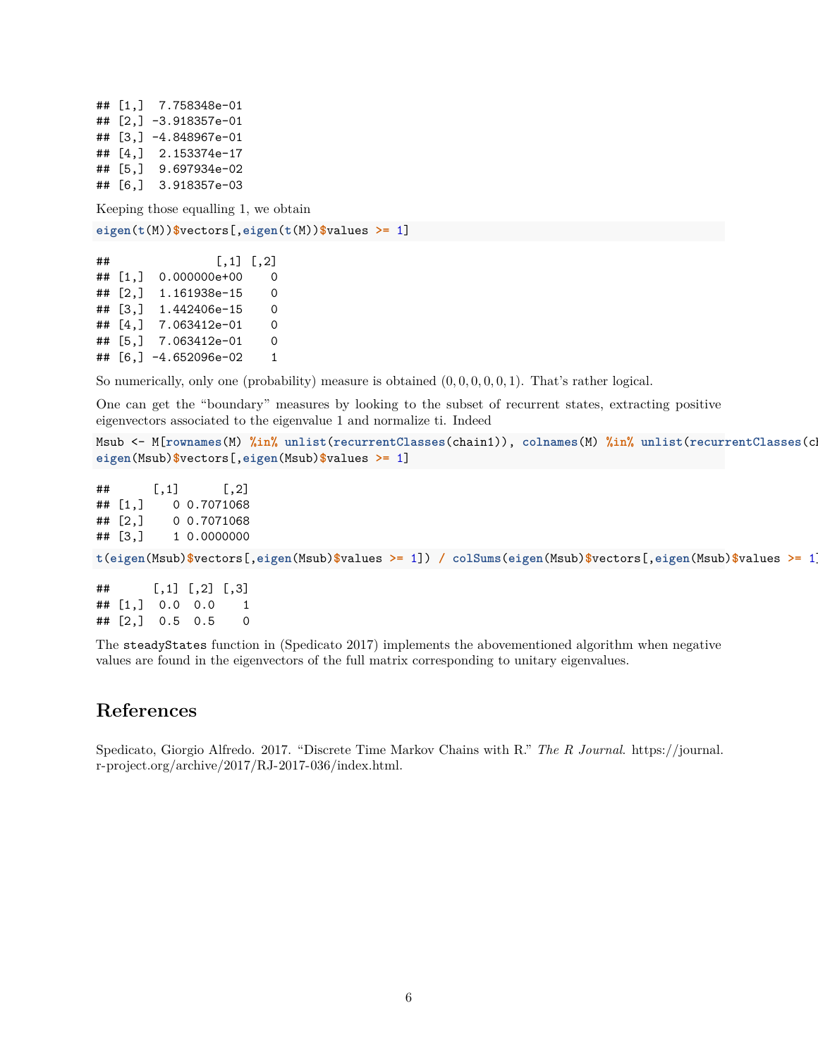```
## [1,]  7.758348e-01
## [2,] -3.918357e-01
## [3,] -4.848967e-01
## [4,]  2.153374e-17
## [5,]  9.697934e-02
## [6,]  3.918357e-03
```

Keeping those equalling 1, we obtain

```
eigen(t(M))$vectors[,eigen(t(M))$values >= 1]
```

```
##               [,1] [,2]
## [1,]  0.000000e+00    0
## [2,]  1.161938e-15    0
## [3,]  1.442406e-15    0
## [4,]  7.063412e-01    0
## [5,]  7.063412e-01    0
## [6,] -4.652096e-02    1
```

So numerically, only one (probability) measure is obtained $(0, 0, 0, 0, 0, 1)$. That's rather logical.

One can get the "boundary" measures by looking to the subset of recurrent states, extracting positive eigenvectors associated to the eigenvalue 1 and normalize ti. Indeed

```
Msub <- M[rownames(M) %in% unlist(recurrentClasses(chain1)), colnames(M) %in% unlist(recurrentClasses(c
eigen(Msub)$vectors[,eigen(Msub)$values >= 1]
```

```
##      [,1]      [,2]
## [1,]    0 0.7071068
## [2,]    0 0.7071068
## [3,]    1 0.0000000
```

```
t(eigen(Msub)$vectors[,eigen(Msub)$values >= 1]) / colSums(eigen(Msub)$vectors[,eigen(Msub)$values >= 1
```

```
##      [,1] [,2] [,3]
## [1,]  0.0  0.0    1
## [2,]  0.5  0.5    0
```

The `steadyStates` function in (Spedicato 2017) implements the abovementioned algorithm when negative values are found in the eigenvectors of the full matrix corresponding to unitary eigenvalues.

# References

Spedicato, Giorgio Alfredo. 2017. "Discrete Time Markov Chains with R." *The R Journal*. https://journal.r-project.org/archive/2017/RJ-2017-036/index.html.